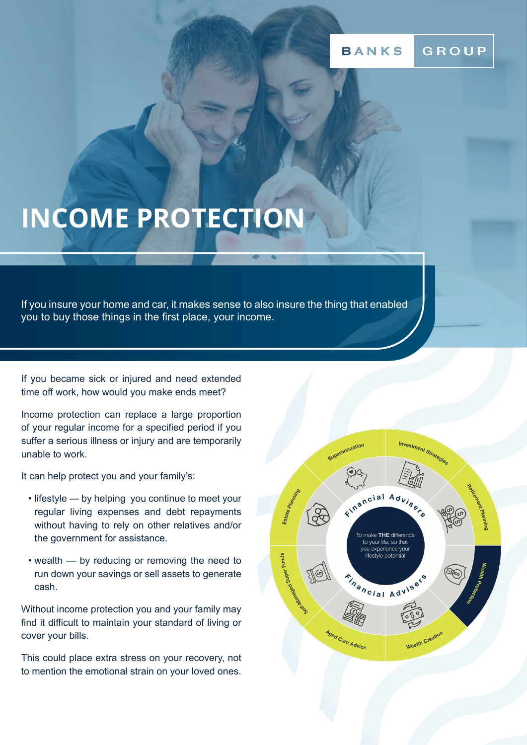BANKS GROUP

# INCOME PROTECTION

If you insure your home and car, it makes sense to also insure the thing that enabled you to buy those things in the first place, your income.

If you became sick or injured and need extended time off work, how would you make ends meet?

Income protection can replace a large proportion of your regular income for a specified period if you suffer a serious illness or injury and are temporarily unable to work.

It can help protect you and your family's:

- lifestyle — by helping you continue to meet your regular living expenses and debt repayments without having to rely on other relatives and/or the government for assistance.
- wealth — by reducing or removing the need to run down your savings or sell assets to generate cash.

Without income protection you and your family may find it difficult to maintain your standard of living or cover your bills.

This could place extra stress on your recovery, not to mention the emotional strain on your loved ones.

Superannuation
Investment Strategies
Retirement Planning
Wealth Protection
Wealth Creation
Aged Care Advice
Self-Managed Super Funds
Estate Planning

Financial Advisers

To make **THE** difference to your life, so that you experience your lifestyle potential

Financial Advisers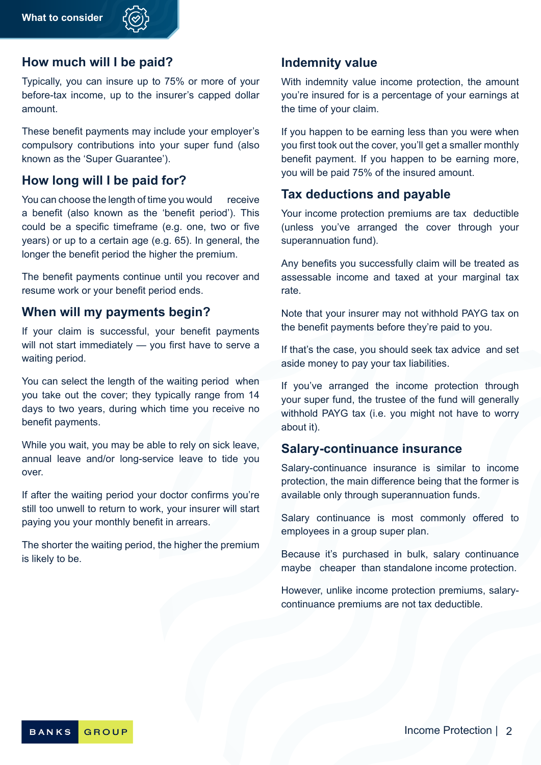## How much will I be paid?

Typically, you can insure up to 75% or more of your before-tax income, up to the insurer's capped dollar amount.

These benefit payments may include your employer's compulsory contributions into your super fund (also known as the 'Super Guarantee').

## How long will I be paid for?

You can choose the length of time you would receive a benefit (also known as the 'benefit period'). This could be a specific timeframe (e.g. one, two or five years) or up to a certain age (e.g. 65). In general, the longer the benefit period the higher the premium.

The benefit payments continue until you recover and resume work or your benefit period ends.

## When will my payments begin?

If your claim is successful, your benefit payments will not start immediately — you first have to serve a waiting period.

You can select the length of the waiting period when you take out the cover; they typically range from 14 days to two years, during which time you receive no benefit payments.

While you wait, you may be able to rely on sick leave, annual leave and/or long-service leave to tide you over.

If after the waiting period your doctor confirms you're still too unwell to return to work, your insurer will start paying you your monthly benefit in arrears.

The shorter the waiting period, the higher the premium is likely to be.

## Indemnity value

With indemnity value income protection, the amount you're insured for is a percentage of your earnings at the time of your claim.

If you happen to be earning less than you were when you first took out the cover, you'll get a smaller monthly benefit payment. If you happen to be earning more, you will be paid 75% of the insured amount.

## Tax deductions and payable

Your income protection premiums are tax deductible (unless you've arranged the cover through your superannuation fund).

Any benefits you successfully claim will be treated as assessable income and taxed at your marginal tax rate.

Note that your insurer may not withhold PAYG tax on the benefit payments before they're paid to you.

If that's the case, you should seek tax advice and set aside money to pay your tax liabilities.

If you've arranged the income protection through your super fund, the trustee of the fund will generally withhold PAYG tax (i.e. you might not have to worry about it).

## Salary-continuance insurance

Salary-continuance insurance is similar to income protection, the main difference being that the former is available only through superannuation funds.

Salary continuance is most commonly offered to employees in a group super plan.

Because it's purchased in bulk, salary continuance maybe cheaper than standalone income protection.

However, unlike income protection premiums, salary-continuance premiums are not tax deductible.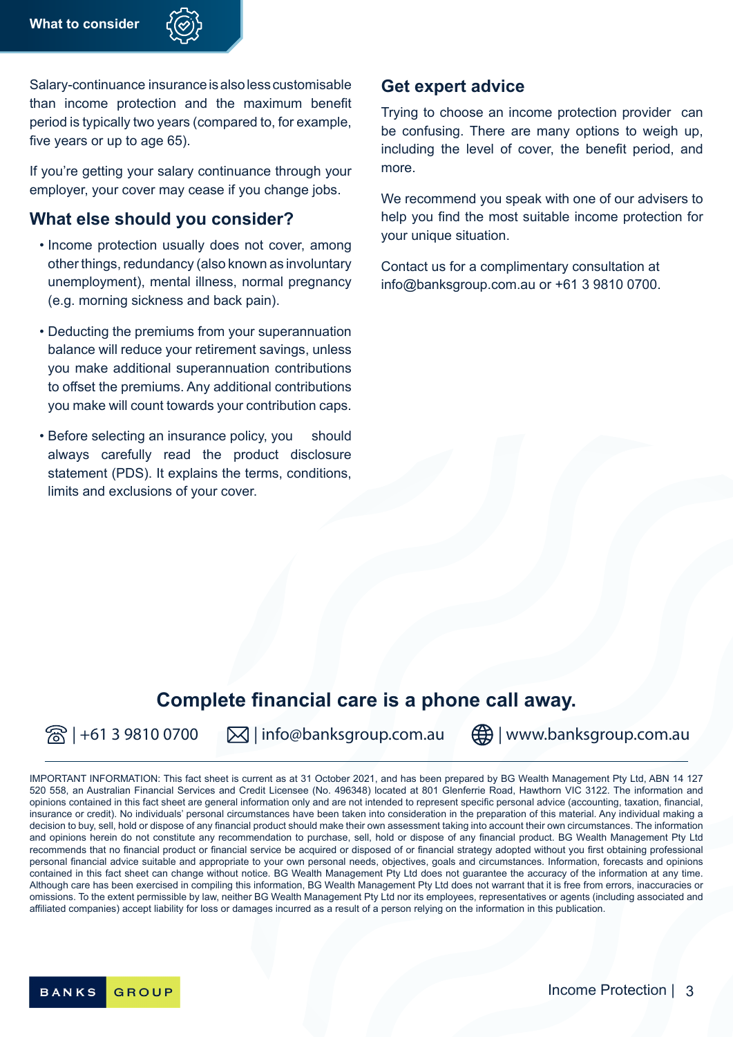## What to consider

Salary-continuance insurance is also less customisable than income protection and the maximum benefit period is typically two years (compared to, for example, five years or up to age 65).

If you're getting your salary continuance through your employer, your cover may cease if you change jobs.

## What else should you consider?

- Income protection usually does not cover, among other things, redundancy (also known as involuntary unemployment), mental illness, normal pregnancy (e.g. morning sickness and back pain).
- Deducting the premiums from your superannuation balance will reduce your retirement savings, unless you make additional superannuation contributions to offset the premiums. Any additional contributions you make will count towards your contribution caps.
- Before selecting an insurance policy, you should always carefully read the product disclosure statement (PDS). It explains the terms, conditions, limits and exclusions of your cover.

## Get expert advice

Trying to choose an income protection provider can be confusing. There are many options to weigh up, including the level of cover, the benefit period, and more.

We recommend you speak with one of our advisers to help you find the most suitable income protection for your unique situation.

Contact us for a complimentary consultation at info@banksgroup.com.au or +61 3 9810 0700.

## Complete financial care is a phone call away.

| +61 3 9810 0700 | info@banksgroup.com.au | www.banksgroup.com.au

IMPORTANT INFORMATION: This fact sheet is current as at 31 October 2021, and has been prepared by BG Wealth Management Pty Ltd, ABN 14 127 520 558, an Australian Financial Services and Credit Licensee (No. 496348) located at 801 Glenferrie Road, Hawthorn VIC 3122. The information and opinions contained in this fact sheet are general information only and are not intended to represent specific personal advice (accounting, taxation, financial, insurance or credit). No individuals' personal circumstances have been taken into consideration in the preparation of this material. Any individual making a decision to buy, sell, hold or dispose of any financial product should make their own assessment taking into account their own circumstances. The information and opinions herein do not constitute any recommendation to purchase, sell, hold or dispose of any financial product. BG Wealth Management Pty Ltd recommends that no financial product or financial service be acquired or disposed of or financial strategy adopted without you first obtaining professional personal financial advice suitable and appropriate to your own personal needs, objectives, goals and circumstances. Information, forecasts and opinions contained in this fact sheet can change without notice. BG Wealth Management Pty Ltd does not guarantee the accuracy of the information at any time. Although care has been exercised in compiling this information, BG Wealth Management Pty Ltd does not warrant that it is free from errors, inaccuracies or omissions. To the extent permissible by law, neither BG Wealth Management Pty Ltd nor its employees, representatives or agents (including associated and affiliated companies) accept liability for loss or damages incurred as a result of a person relying on the information in this publication.

BANKS GROUP